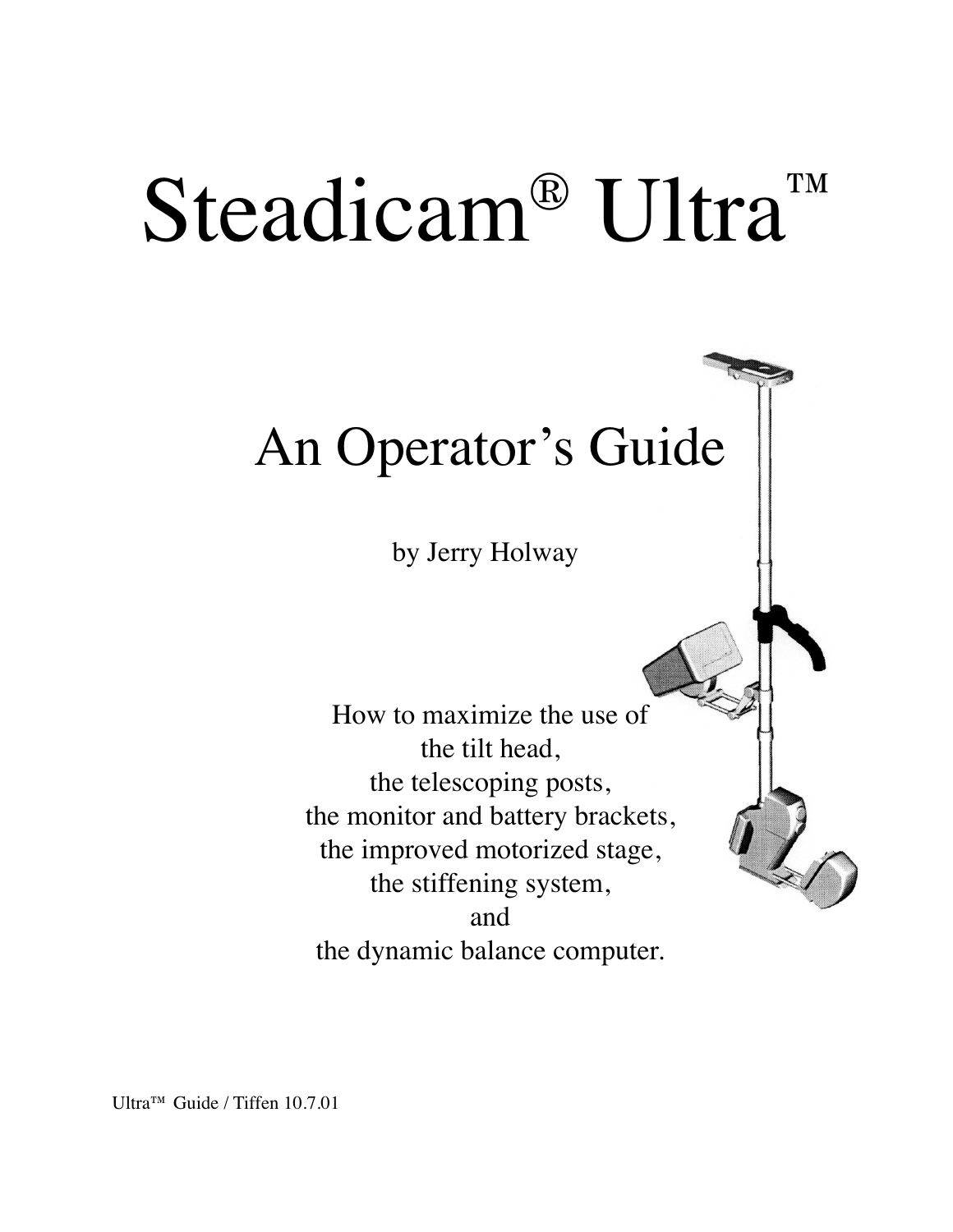# Steadicam® Ultra™

## An Operator's Guide

by Jerry Holway

How to maximize the use of
the tilt head,
the telescoping posts,
the monitor and battery brackets,
the improved motorized stage,
the stiffening system,
and
the dynamic balance computer.

Ultra™ Guide / Tiffen 10.7.01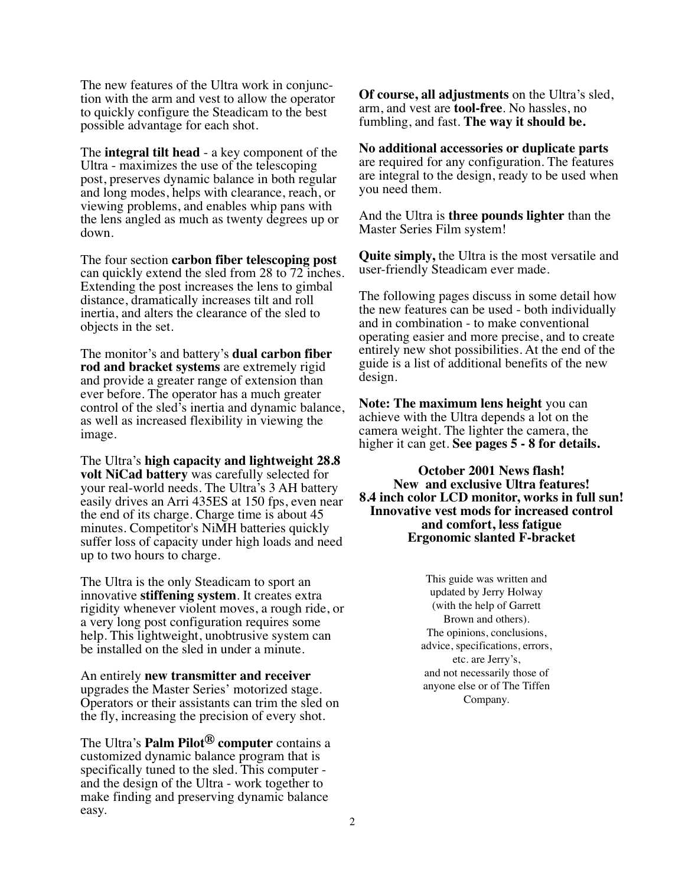The new features of the Ultra work in conjunction with the arm and vest to allow the operator to quickly configure the Steadicam to the best possible advantage for each shot.

The **integral tilt head** - a key component of the Ultra - maximizes the use of the telescoping post, preserves dynamic balance in both regular and long modes, helps with clearance, reach, or viewing problems, and enables whip pans with the lens angled as much as twenty degrees up or down.

The four section **carbon fiber telescoping post** can quickly extend the sled from 28 to 72 inches. Extending the post increases the lens to gimbal distance, dramatically increases tilt and roll inertia, and alters the clearance of the sled to objects in the set.

The monitor's and battery's **dual carbon fiber rod and bracket systems** are extremely rigid and provide a greater range of extension than ever before. The operator has a much greater control of the sled's inertia and dynamic balance, as well as increased flexibility in viewing the image.

The Ultra's **high capacity and lightweight 28.8 volt NiCad battery** was carefully selected for your real-world needs. The Ultra's 3 AH battery easily drives an Arri 435ES at 150 fps, even near the end of its charge. Charge time is about 45 minutes. Competitor's NiMH batteries quickly suffer loss of capacity under high loads and need up to two hours to charge.

The Ultra is the only Steadicam to sport an innovative **stiffening system**. It creates extra rigidity whenever violent moves, a rough ride, or a very long post configuration requires some help. This lightweight, unobtrusive system can be installed on the sled in under a minute.

An entirely **new transmitter and receiver** upgrades the Master Series' motorized stage. Operators or their assistants can trim the sled on the fly, increasing the precision of every shot.

The Ultra's **Palm Pilot® computer** contains a customized dynamic balance program that is specifically tuned to the sled. This computer - and the design of the Ultra - work together to make finding and preserving dynamic balance easy.

**Of course, all adjustments** on the Ultra's sled, arm, and vest are **tool-free**. No hassles, no fumbling, and fast. **The way it should be.**

**No additional accessories or duplicate parts** are required for any configuration. The features are integral to the design, ready to be used when you need them.

And the Ultra is **three pounds lighter** than the Master Series Film system!

**Quite simply,** the Ultra is the most versatile and user-friendly Steadicam ever made.

The following pages discuss in some detail how the new features can be used - both individually and in combination - to make conventional operating easier and more precise, and to create entirely new shot possibilities. At the end of the guide is a list of additional benefits of the new design.

**Note: The maximum lens height** you can achieve with the Ultra depends a lot on the camera weight. The lighter the camera, the higher it can get. **See pages 5 - 8 for details.**

**October 2001 News flash!**
**New and exclusive Ultra features!**
**8.4 inch color LCD monitor, works in full sun!**
**Innovative vest mods for increased control and comfort, less fatigue**
**Ergonomic slanted F-bracket**

This guide was written and updated by Jerry Holway (with the help of Garrett Brown and others).
The opinions, conclusions, advice, specifications, errors, etc. are Jerry's, and not necessarily those of anyone else or of The Tiffen Company.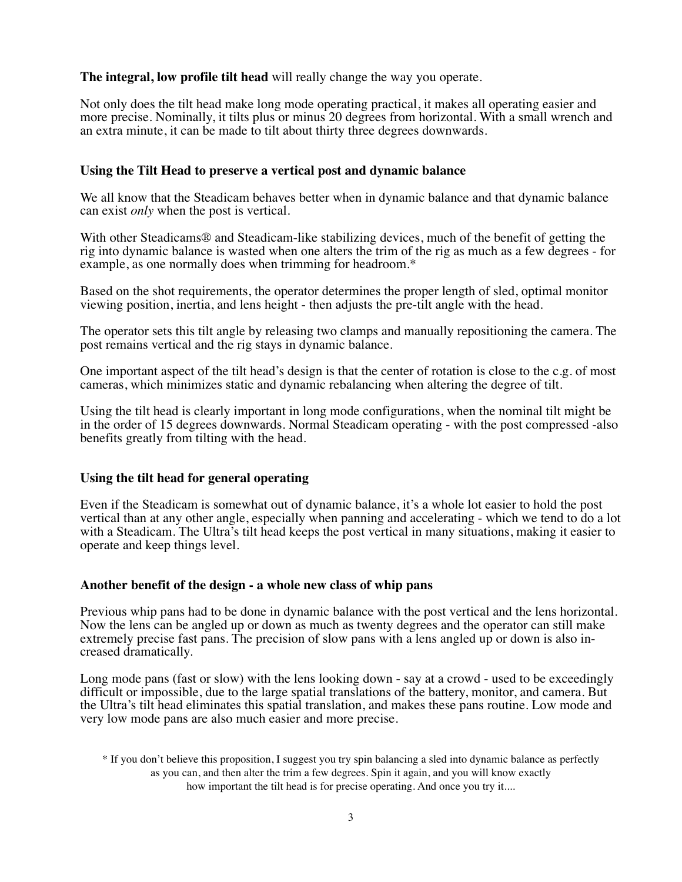**The integral, low profile tilt head** will really change the way you operate.

Not only does the tilt head make long mode operating practical, it makes all operating easier and more precise. Nominally, it tilts plus or minus 20 degrees from horizontal. With a small wrench and an extra minute, it can be made to tilt about thirty three degrees downwards.

### Using the Tilt Head to preserve a vertical post and dynamic balance

We all know that the Steadicam behaves better when in dynamic balance and that dynamic balance can exist *only* when the post is vertical.

With other Steadicams® and Steadicam-like stabilizing devices, much of the benefit of getting the rig into dynamic balance is wasted when one alters the trim of the rig as much as a few degrees - for example, as one normally does when trimming for headroom.*

Based on the shot requirements, the operator determines the proper length of sled, optimal monitor viewing position, inertia, and lens height - then adjusts the pre-tilt angle with the head.

The operator sets this tilt angle by releasing two clamps and manually repositioning the camera. The post remains vertical and the rig stays in dynamic balance.

One important aspect of the tilt head's design is that the center of rotation is close to the c.g. of most cameras, which minimizes static and dynamic rebalancing when altering the degree of tilt.

Using the tilt head is clearly important in long mode configurations, when the nominal tilt might be in the order of 15 degrees downwards. Normal Steadicam operating - with the post compressed -also benefits greatly from tilting with the head.

### Using the tilt head for general operating

Even if the Steadicam is somewhat out of dynamic balance, it's a whole lot easier to hold the post vertical than at any other angle, especially when panning and accelerating - which we tend to do a lot with a Steadicam. The Ultra's tilt head keeps the post vertical in many situations, making it easier to operate and keep things level.

### Another benefit of the design - a whole new class of whip pans

Previous whip pans had to be done in dynamic balance with the post vertical and the lens horizontal. Now the lens can be angled up or down as much as twenty degrees and the operator can still make extremely precise fast pans. The precision of slow pans with a lens angled up or down is also increased dramatically.

Long mode pans (fast or slow) with the lens looking down - say at a crowd - used to be exceedingly difficult or impossible, due to the large spatial translations of the battery, monitor, and camera. But the Ultra's tilt head eliminates this spatial translation, and makes these pans routine. Low mode and very low mode pans are also much easier and more precise.

\* If you don't believe this proposition, I suggest you try spin balancing a sled into dynamic balance as perfectly as you can, and then alter the trim a few degrees. Spin it again, and you will know exactly how important the tilt head is for precise operating. And once you try it....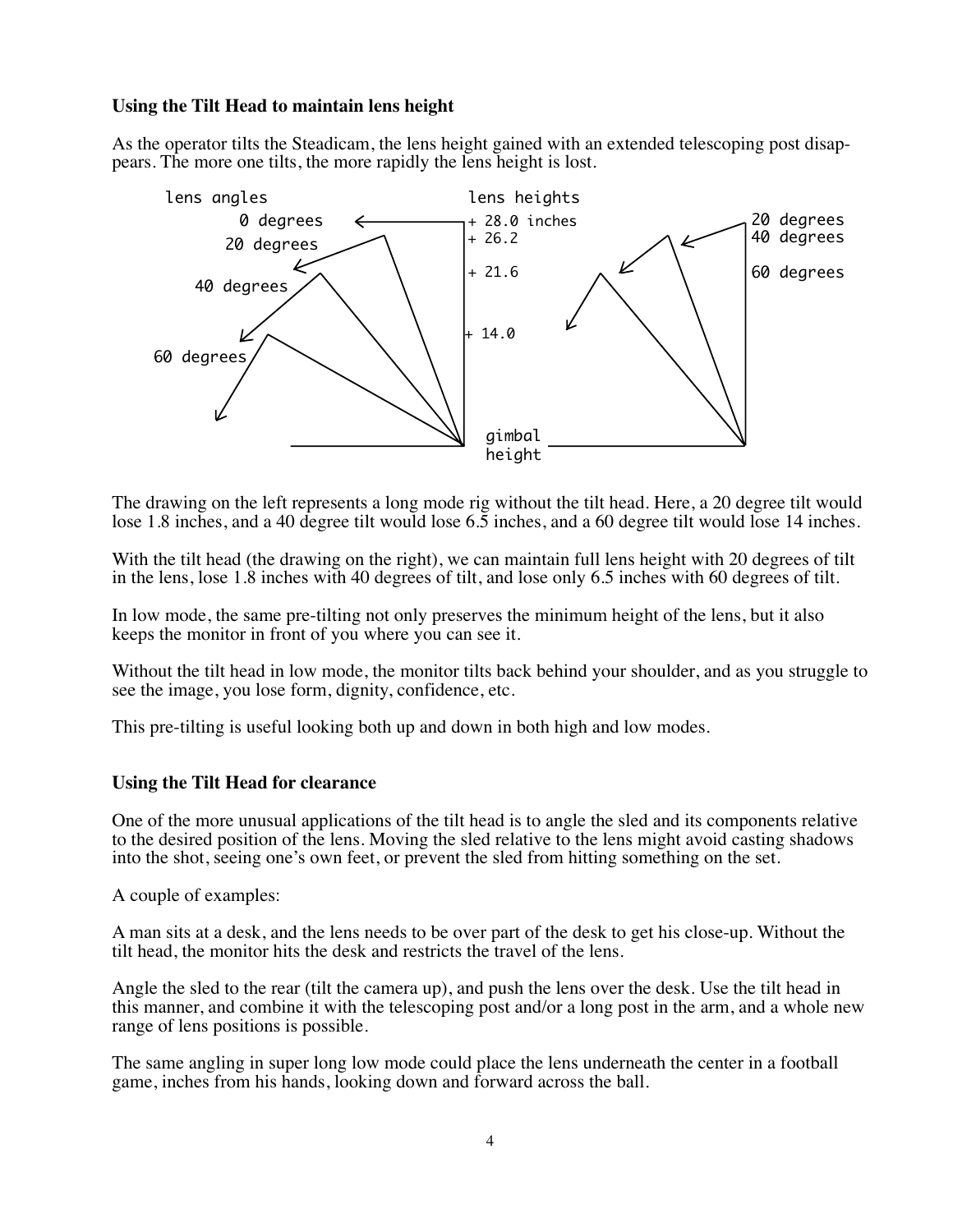**Using the Tilt Head to maintain lens height**

As the operator tilts the Steadicam, the lens height gained with an extended telescoping post disappears. The more one tilts, the more rapidly the lens height is lost.

The drawing on the left represents a long mode rig without the tilt head. Here, a 20 degree tilt would lose 1.8 inches, and a 40 degree tilt would lose 6.5 inches, and a 60 degree tilt would lose 14 inches.

With the tilt head (the drawing on the right), we can maintain full lens height with 20 degrees of tilt in the lens, lose 1.8 inches with 40 degrees of tilt, and lose only 6.5 inches with 60 degrees of tilt.

In low mode, the same pre-tilting not only preserves the minimum height of the lens, but it also keeps the monitor in front of you where you can see it.

Without the tilt head in low mode, the monitor tilts back behind your shoulder, and as you struggle to see the image, you lose form, dignity, confidence, etc.

This pre-tilting is useful looking both up and down in both high and low modes.

**Using the Tilt Head for clearance**

One of the more unusual applications of the tilt head is to angle the sled and its components relative to the desired position of the lens. Moving the sled relative to the lens might avoid casting shadows into the shot, seeing one's own feet, or prevent the sled from hitting something on the set.

A couple of examples:

A man sits at a desk, and the lens needs to be over part of the desk to get his close-up. Without the tilt head, the monitor hits the desk and restricts the travel of the lens.

Angle the sled to the rear (tilt the camera up), and push the lens over the desk. Use the tilt head in this manner, and combine it with the telescoping post and/or a long post in the arm, and a whole new range of lens positions is possible.

The same angling in super long low mode could place the lens underneath the center in a football game, inches from his hands, looking down and forward across the ball.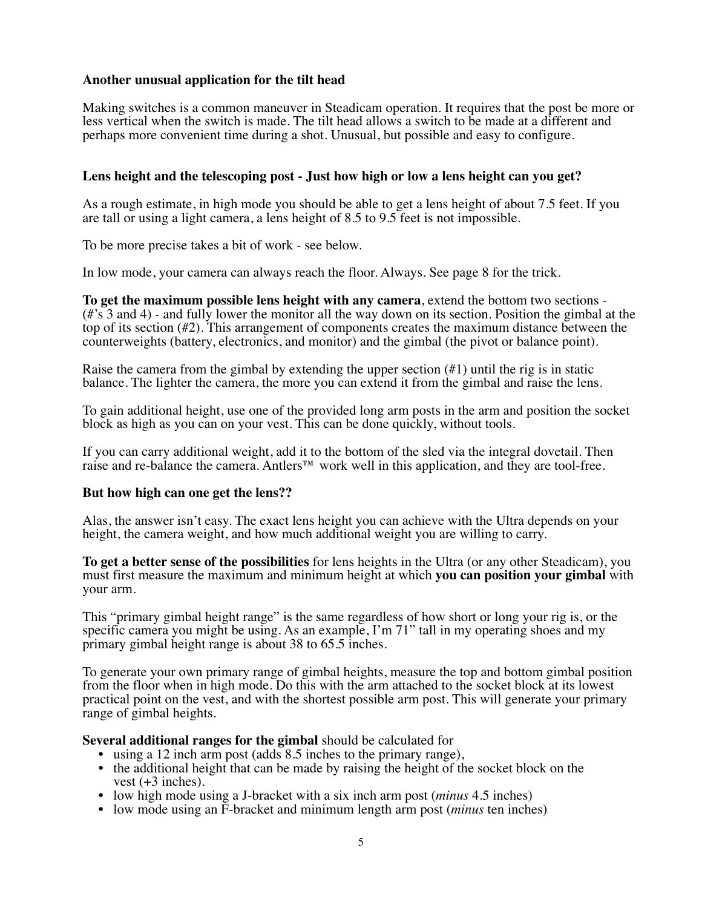**Another unusual application for the tilt head**

Making switches is a common maneuver in Steadicam operation. It requires that the post be more or less vertical when the switch is made. The tilt head allows a switch to be made at a different and perhaps more convenient time during a shot. Unusual, but possible and easy to configure.

**Lens height and the telescoping post - Just how high or low a lens height can you get?**

As a rough estimate, in high mode you should be able to get a lens height of about 7.5 feet. If you are tall or using a light camera, a lens height of 8.5 to 9.5 feet is not impossible.

To be more precise takes a bit of work - see below.

In low mode, your camera can always reach the floor. Always. See page 8 for the trick.

**To get the maximum possible lens height with any camera**, extend the bottom two sections - (#'s 3 and 4) - and fully lower the monitor all the way down on its section. Position the gimbal at the top of its section (#2). This arrangement of components creates the maximum distance between the counterweights (battery, electronics, and monitor) and the gimbal (the pivot or balance point).

Raise the camera from the gimbal by extending the upper section (#1) until the rig is in static balance. The lighter the camera, the more you can extend it from the gimbal and raise the lens.

To gain additional height, use one of the provided long arm posts in the arm and position the socket block as high as you can on your vest. This can be done quickly, without tools.

If you can carry additional weight, add it to the bottom of the sled via the integral dovetail. Then raise and re-balance the camera. Antlers™ work well in this application, and they are tool-free.

**But how high can one get the lens??**

Alas, the answer isn't easy. The exact lens height you can achieve with the Ultra depends on your height, the camera weight, and how much additional weight you are willing to carry.

**To get a better sense of the possibilities** for lens heights in the Ultra (or any other Steadicam), you must first measure the maximum and minimum height at which **you can position your gimbal** with your arm.

This "primary gimbal height range" is the same regardless of how short or long your rig is, or the specific camera you might be using. As an example, I'm 71" tall in my operating shoes and my primary gimbal height range is about 38 to 65.5 inches.

To generate your own primary range of gimbal heights, measure the top and bottom gimbal position from the floor when in high mode. Do this with the arm attached to the socket block at its lowest practical point on the vest, and with the shortest possible arm post. This will generate your primary range of gimbal heights.

**Several additional ranges for the gimbal** should be calculated for

- using a 12 inch arm post (adds 8.5 inches to the primary range),
- the additional height that can be made by raising the height of the socket block on the vest (+3 inches).
- low high mode using a J-bracket with a six inch arm post (*minus* 4.5 inches)
- low mode using an F-bracket and minimum length arm post (*minus* ten inches)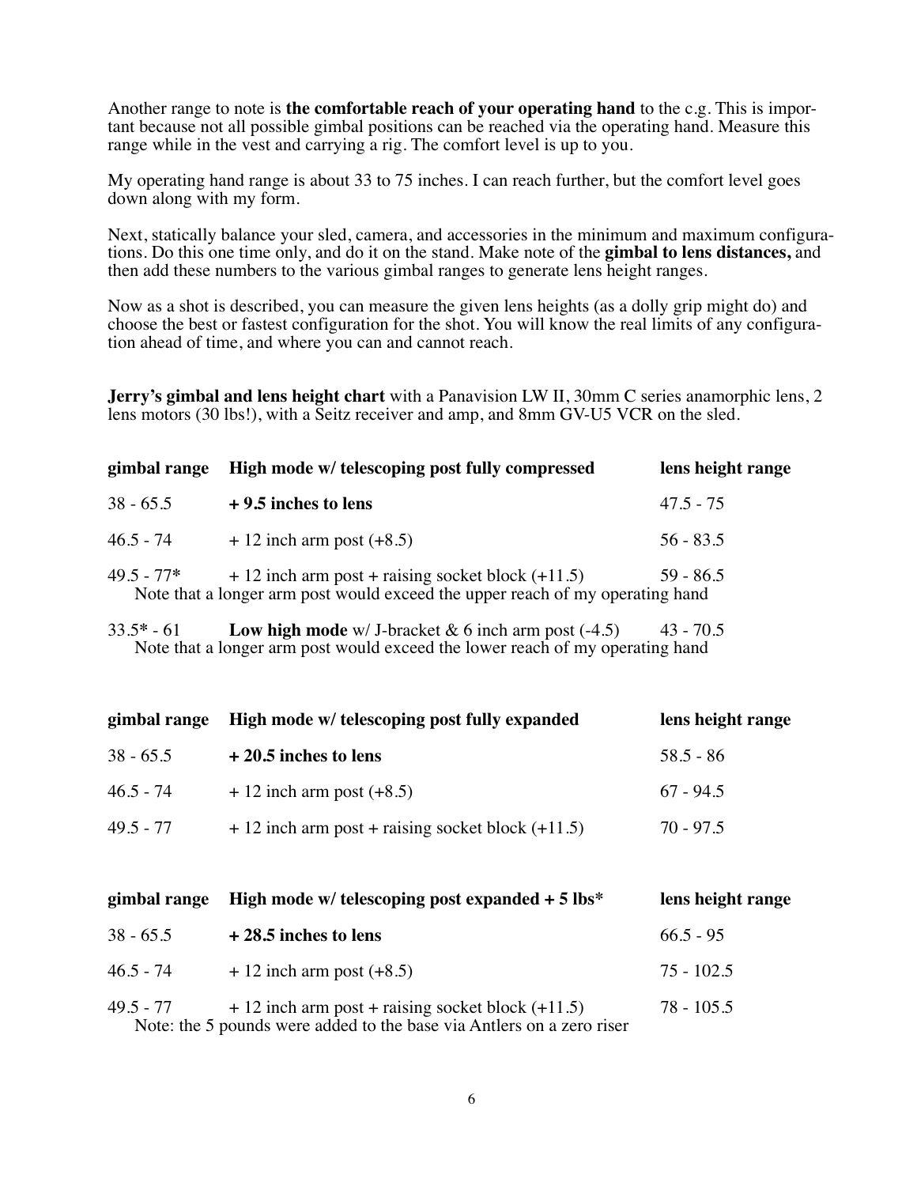Another range to note is **the comfortable reach of your operating hand** to the c.g. This is important because not all possible gimbal positions can be reached via the operating hand. Measure this range while in the vest and carrying a rig. The comfort level is up to you.

My operating hand range is about 33 to 75 inches. I can reach further, but the comfort level goes down along with my form.

Next, statically balance your sled, camera, and accessories in the minimum and maximum configurations. Do this one time only, and do it on the stand. Make note of the **gimbal to lens distances,** and then add these numbers to the various gimbal ranges to generate lens height ranges.

Now as a shot is described, you can measure the given lens heights (as a dolly grip might do) and choose the best or fastest configuration for the shot. You will know the real limits of any configuration ahead of time, and where you can and cannot reach.

**Jerry's gimbal and lens height chart** with a Panavision LW II, 30mm C series anamorphic lens, 2 lens motors (30 lbs!), with a Seitz receiver and amp, and 8mm GV-U5 VCR on the sled.

| gimbal range | High mode w/ telescoping post fully compressed | lens height range |
|---|---|---|
| 38 - 65.5 | **+ 9.5 inches to lens** | 47.5 - 75 |
| 46.5 - 74 | + 12 inch arm post (+8.5) | 56 - 83.5 |
| 49.5 - 77* | + 12 inch arm post + raising socket block (+11.5) | 59 - 86.5 |

Note that a longer arm post would exceed the upper reach of my operating hand

| gimbal range | | lens height range |
|---|---|---|
| 33.5* - 61 | **Low high mode** w/ J-bracket & 6 inch arm post (-4.5) | 43 - 70.5 |

Note that a longer arm post would exceed the lower reach of my operating hand

| gimbal range | High mode w/ telescoping post fully expanded | lens height range |
|---|---|---|
| 38 - 65.5 | **+ 20.5 inches to lens** | 58.5 - 86 |
| 46.5 - 74 | + 12 inch arm post (+8.5) | 67 - 94.5 |
| 49.5 - 77 | + 12 inch arm post + raising socket block (+11.5) | 70 - 97.5 |

| gimbal range | High mode w/ telescoping post expanded + 5 lbs* | lens height range |
|---|---|---|
| 38 - 65.5 | **+ 28.5 inches to lens** | 66.5 - 95 |
| 46.5 - 74 | + 12 inch arm post (+8.5) | 75 - 102.5 |
| 49.5 - 77 | + 12 inch arm post + raising socket block (+11.5) | 78 - 105.5 |

Note: the 5 pounds were added to the base via Antlers on a zero riser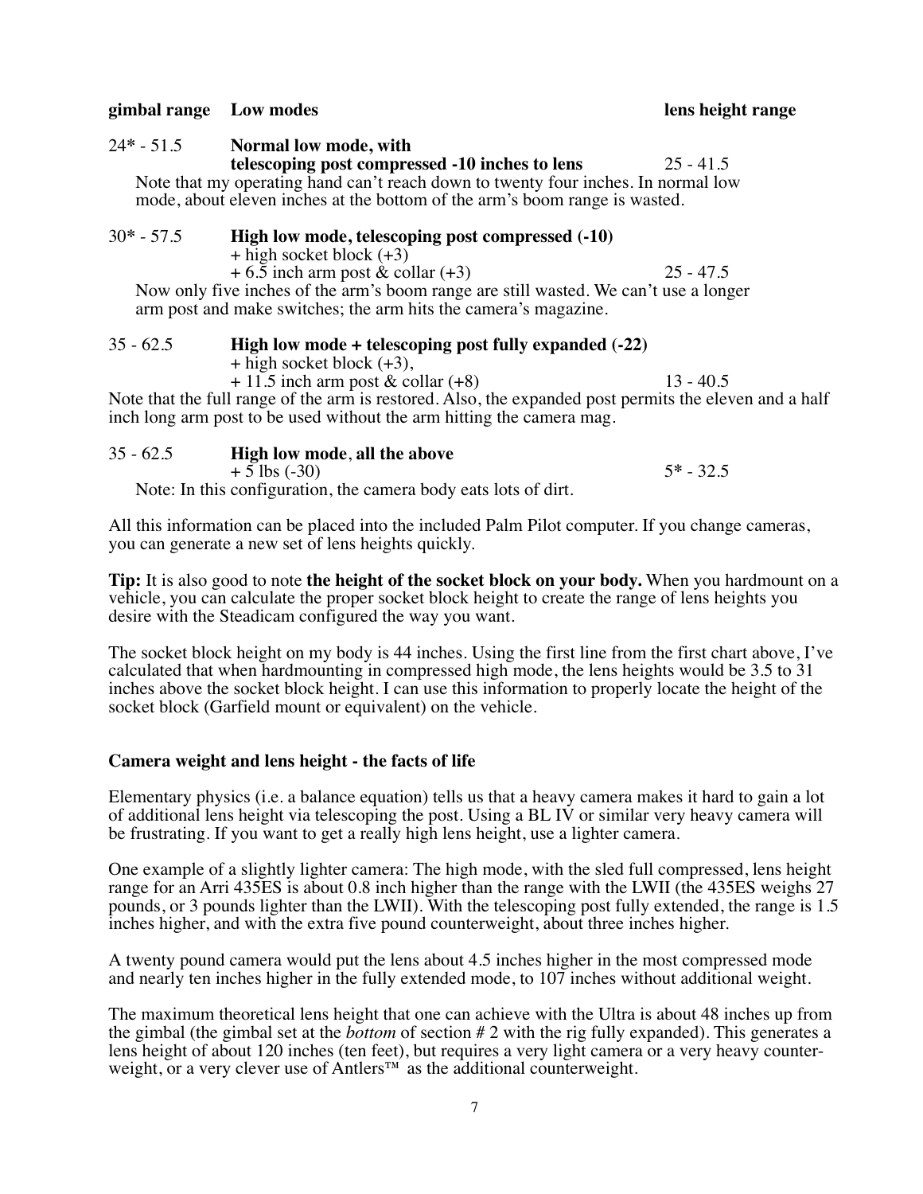| gimbal range | Low modes | lens height range |
|---|---|---|
| 24* - 51.5 | **Normal low mode, with telescoping post compressed -10 inches to lens** | 25 - 41.5 |

Note that my operating hand can't reach down to twenty four inches. In normal low mode, about eleven inches at the bottom of the arm's boom range is wasted.

| gimbal range | Low modes | lens height range |
|---|---|---|
| 30* - 57.5 | **High low mode, telescoping post compressed (-10)** + high socket block (+3) + 6.5 inch arm post & collar (+3) | 25 - 47.5 |

Now only five inches of the arm's boom range are still wasted. We can't use a longer arm post and make switches; the arm hits the camera's magazine.

| gimbal range | Low modes | lens height range |
|---|---|---|
| 35 - 62.5 | **High low mode + telescoping post fully expanded (-22)** + high socket block (+3), + 11.5 inch arm post & collar (+8) | 13 - 40.5 |

Note that the full range of the arm is restored. Also, the expanded post permits the eleven and a half inch long arm post to be used without the arm hitting the camera mag.

| gimbal range | Low modes | lens height range |
|---|---|---|
| 35 - 62.5 | **High low mode**, **all the above** + 5 lbs (-30) | 5* - 32.5 |

Note: In this configuration, the camera body eats lots of dirt.

All this information can be placed into the included Palm Pilot computer. If you change cameras, you can generate a new set of lens heights quickly.

**Tip:** It is also good to note **the height of the socket block on your body.** When you hardmount on a vehicle, you can calculate the proper socket block height to create the range of lens heights you desire with the Steadicam configured the way you want.

The socket block height on my body is 44 inches. Using the first line from the first chart above, I've calculated that when hardmounting in compressed high mode, the lens heights would be 3.5 to 31 inches above the socket block height. I can use this information to properly locate the height of the socket block (Garfield mount or equivalent) on the vehicle.

### Camera weight and lens height - the facts of life

Elementary physics (i.e. a balance equation) tells us that a heavy camera makes it hard to gain a lot of additional lens height via telescoping the post. Using a BL IV or similar very heavy camera will be frustrating. If you want to get a really high lens height, use a lighter camera.

One example of a slightly lighter camera: The high mode, with the sled full compressed, lens height range for an Arri 435ES is about 0.8 inch higher than the range with the LWII (the 435ES weighs 27 pounds, or 3 pounds lighter than the LWII). With the telescoping post fully extended, the range is 1.5 inches higher, and with the extra five pound counterweight, about three inches higher.

A twenty pound camera would put the lens about 4.5 inches higher in the most compressed mode and nearly ten inches higher in the fully extended mode, to 107 inches without additional weight.

The maximum theoretical lens height that one can achieve with the Ultra is about 48 inches up from the gimbal (the gimbal set at the *bottom* of section # 2 with the rig fully expanded). This generates a lens height of about 120 inches (ten feet), but requires a very light camera or a very heavy counterweight, or a very clever use of Antlers™ as the additional counterweight.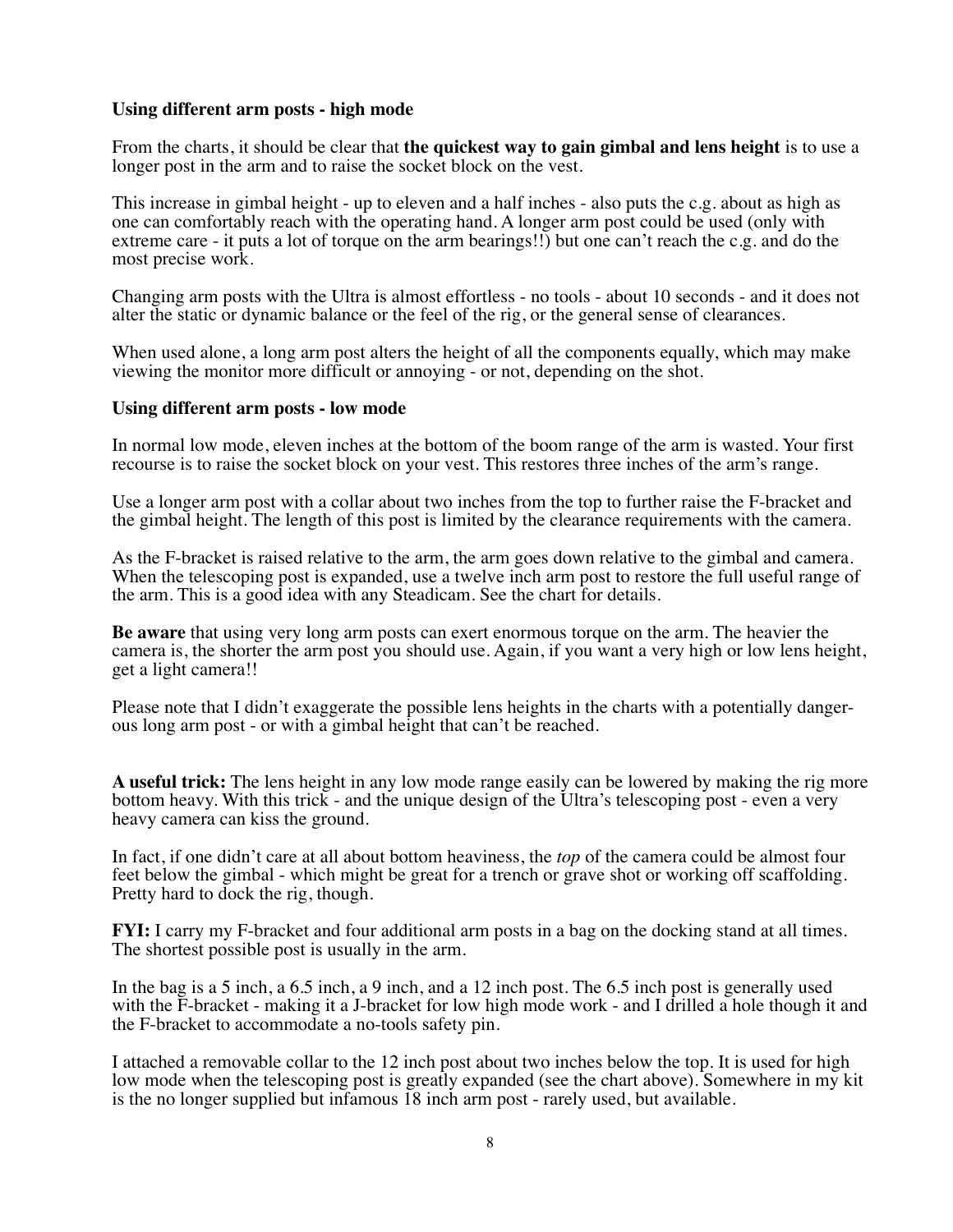**Using different arm posts - high mode**

From the charts, it should be clear that **the quickest way to gain gimbal and lens height** is to use a longer post in the arm and to raise the socket block on the vest.

This increase in gimbal height - up to eleven and a half inches - also puts the c.g. about as high as one can comfortably reach with the operating hand. A longer arm post could be used (only with extreme care - it puts a lot of torque on the arm bearings!!) but one can't reach the c.g. and do the most precise work.

Changing arm posts with the Ultra is almost effortless - no tools - about 10 seconds - and it does not alter the static or dynamic balance or the feel of the rig, or the general sense of clearances.

When used alone, a long arm post alters the height of all the components equally, which may make viewing the monitor more difficult or annoying - or not, depending on the shot.

**Using different arm posts - low mode**

In normal low mode, eleven inches at the bottom of the boom range of the arm is wasted. Your first recourse is to raise the socket block on your vest. This restores three inches of the arm's range.

Use a longer arm post with a collar about two inches from the top to further raise the F-bracket and the gimbal height. The length of this post is limited by the clearance requirements with the camera.

As the F-bracket is raised relative to the arm, the arm goes down relative to the gimbal and camera. When the telescoping post is expanded, use a twelve inch arm post to restore the full useful range of the arm. This is a good idea with any Steadicam. See the chart for details.

**Be aware** that using very long arm posts can exert enormous torque on the arm. The heavier the camera is, the shorter the arm post you should use. Again, if you want a very high or low lens height, get a light camera!!

Please note that I didn't exaggerate the possible lens heights in the charts with a potentially dangerous long arm post - or with a gimbal height that can't be reached.

**A useful trick:** The lens height in any low mode range easily can be lowered by making the rig more bottom heavy. With this trick - and the unique design of the Ultra's telescoping post - even a very heavy camera can kiss the ground.

In fact, if one didn't care at all about bottom heaviness, the *top* of the camera could be almost four feet below the gimbal - which might be great for a trench or grave shot or working off scaffolding. Pretty hard to dock the rig, though.

**FYI:** I carry my F-bracket and four additional arm posts in a bag on the docking stand at all times. The shortest possible post is usually in the arm.

In the bag is a 5 inch, a 6.5 inch, a 9 inch, and a 12 inch post. The 6.5 inch post is generally used with the F-bracket - making it a J-bracket for low high mode work - and I drilled a hole though it and the F-bracket to accommodate a no-tools safety pin.

I attached a removable collar to the 12 inch post about two inches below the top. It is used for high low mode when the telescoping post is greatly expanded (see the chart above). Somewhere in my kit is the no longer supplied but infamous 18 inch arm post - rarely used, but available.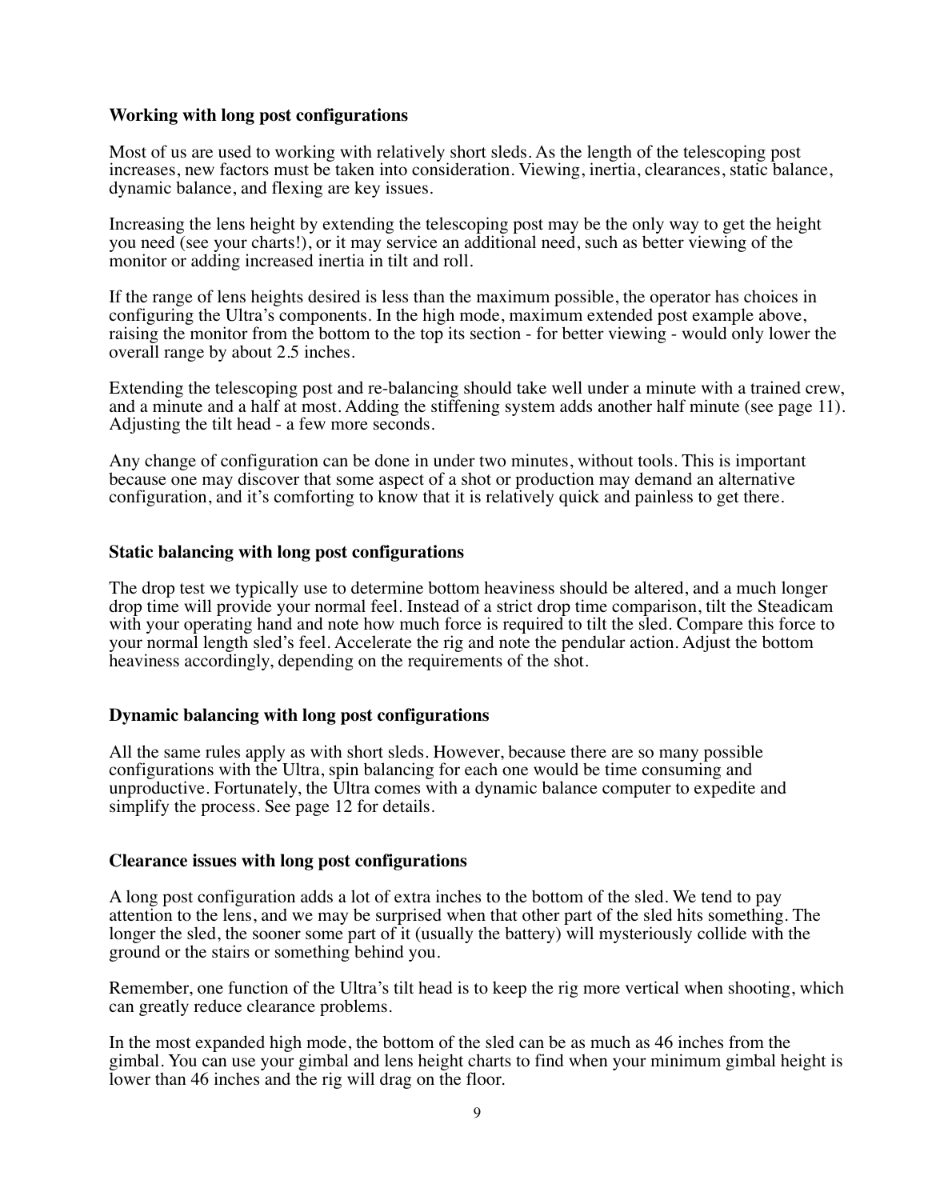**Working with long post configurations**

Most of us are used to working with relatively short sleds. As the length of the telescoping post increases, new factors must be taken into consideration. Viewing, inertia, clearances, static balance, dynamic balance, and flexing are key issues.

Increasing the lens height by extending the telescoping post may be the only way to get the height you need (see your charts!), or it may service an additional need, such as better viewing of the monitor or adding increased inertia in tilt and roll.

If the range of lens heights desired is less than the maximum possible, the operator has choices in configuring the Ultra's components. In the high mode, maximum extended post example above, raising the monitor from the bottom to the top its section - for better viewing - would only lower the overall range by about 2.5 inches.

Extending the telescoping post and re-balancing should take well under a minute with a trained crew, and a minute and a half at most. Adding the stiffening system adds another half minute (see page 11). Adjusting the tilt head - a few more seconds.

Any change of configuration can be done in under two minutes, without tools. This is important because one may discover that some aspect of a shot or production may demand an alternative configuration, and it's comforting to know that it is relatively quick and painless to get there.

**Static balancing with long post configurations**

The drop test we typically use to determine bottom heaviness should be altered, and a much longer drop time will provide your normal feel. Instead of a strict drop time comparison, tilt the Steadicam with your operating hand and note how much force is required to tilt the sled. Compare this force to your normal length sled's feel. Accelerate the rig and note the pendular action. Adjust the bottom heaviness accordingly, depending on the requirements of the shot.

**Dynamic balancing with long post configurations**

All the same rules apply as with short sleds. However, because there are so many possible configurations with the Ultra, spin balancing for each one would be time consuming and unproductive. Fortunately, the Ultra comes with a dynamic balance computer to expedite and simplify the process. See page 12 for details.

**Clearance issues with long post configurations**

A long post configuration adds a lot of extra inches to the bottom of the sled. We tend to pay attention to the lens, and we may be surprised when that other part of the sled hits something. The longer the sled, the sooner some part of it (usually the battery) will mysteriously collide with the ground or the stairs or something behind you.

Remember, one function of the Ultra's tilt head is to keep the rig more vertical when shooting, which can greatly reduce clearance problems.

In the most expanded high mode, the bottom of the sled can be as much as 46 inches from the gimbal. You can use your gimbal and lens height charts to find when your minimum gimbal height is lower than 46 inches and the rig will drag on the floor.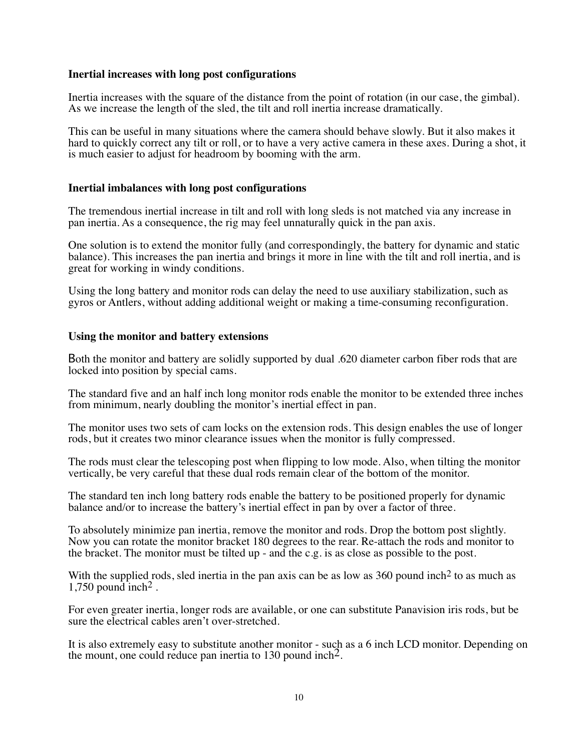**Inertial increases with long post configurations**

Inertia increases with the square of the distance from the point of rotation (in our case, the gimbal). As we increase the length of the sled, the tilt and roll inertia increase dramatically.

This can be useful in many situations where the camera should behave slowly. But it also makes it hard to quickly correct any tilt or roll, or to have a very active camera in these axes. During a shot, it is much easier to adjust for headroom by booming with the arm.

**Inertial imbalances with long post configurations**

The tremendous inertial increase in tilt and roll with long sleds is not matched via any increase in pan inertia. As a consequence, the rig may feel unnaturally quick in the pan axis.

One solution is to extend the monitor fully (and correspondingly, the battery for dynamic and static balance). This increases the pan inertia and brings it more in line with the tilt and roll inertia, and is great for working in windy conditions.

Using the long battery and monitor rods can delay the need to use auxiliary stabilization, such as gyros or Antlers, without adding additional weight or making a time-consuming reconfiguration.

**Using the monitor and battery extensions**

Both the monitor and battery are solidly supported by dual .620 diameter carbon fiber rods that are locked into position by special cams.

The standard five and an half inch long monitor rods enable the monitor to be extended three inches from minimum, nearly doubling the monitor's inertial effect in pan.

The monitor uses two sets of cam locks on the extension rods. This design enables the use of longer rods, but it creates two minor clearance issues when the monitor is fully compressed.

The rods must clear the telescoping post when flipping to low mode. Also, when tilting the monitor vertically, be very careful that these dual rods remain clear of the bottom of the monitor.

The standard ten inch long battery rods enable the battery to be positioned properly for dynamic balance and/or to increase the battery's inertial effect in pan by over a factor of three.

To absolutely minimize pan inertia, remove the monitor and rods. Drop the bottom post slightly. Now you can rotate the monitor bracket 180 degrees to the rear. Re-attach the rods and monitor to the bracket. The monitor must be tilted up - and the c.g. is as close as possible to the post.

With the supplied rods, sled inertia in the pan axis can be as low as 360 pound inch$^2$ to as much as 1,750 pound inch$^2$ .

For even greater inertia, longer rods are available, or one can substitute Panavision iris rods, but be sure the electrical cables aren't over-stretched.

It is also extremely easy to substitute another monitor - such as a 6 inch LCD monitor. Depending on the mount, one could reduce pan inertia to 130 pound inch$^2$.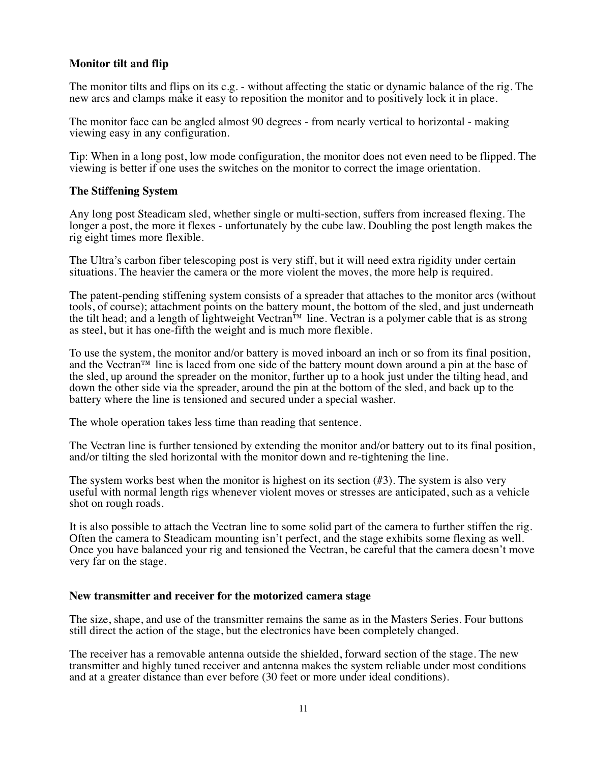**Monitor tilt and flip**

The monitor tilts and flips on its c.g. - without affecting the static or dynamic balance of the rig. The new arcs and clamps make it easy to reposition the monitor and to positively lock it in place.

The monitor face can be angled almost 90 degrees - from nearly vertical to horizontal - making viewing easy in any configuration.

Tip: When in a long post, low mode configuration, the monitor does not even need to be flipped. The viewing is better if one uses the switches on the monitor to correct the image orientation.

**The Stiffening System**

Any long post Steadicam sled, whether single or multi-section, suffers from increased flexing. The longer a post, the more it flexes - unfortunately by the cube law. Doubling the post length makes the rig eight times more flexible.

The Ultra's carbon fiber telescoping post is very stiff, but it will need extra rigidity under certain situations. The heavier the camera or the more violent the moves, the more help is required.

The patent-pending stiffening system consists of a spreader that attaches to the monitor arcs (without tools, of course); attachment points on the battery mount, the bottom of the sled, and just underneath the tilt head; and a length of lightweight Vectran™ line. Vectran is a polymer cable that is as strong as steel, but it has one-fifth the weight and is much more flexible.

To use the system, the monitor and/or battery is moved inboard an inch or so from its final position, and the Vectran™ line is laced from one side of the battery mount down around a pin at the base of the sled, up around the spreader on the monitor, further up to a hook just under the tilting head, and down the other side via the spreader, around the pin at the bottom of the sled, and back up to the battery where the line is tensioned and secured under a special washer.

The whole operation takes less time than reading that sentence.

The Vectran line is further tensioned by extending the monitor and/or battery out to its final position, and/or tilting the sled horizontal with the monitor down and re-tightening the line.

The system works best when the monitor is highest on its section (#3). The system is also very useful with normal length rigs whenever violent moves or stresses are anticipated, such as a vehicle shot on rough roads.

It is also possible to attach the Vectran line to some solid part of the camera to further stiffen the rig. Often the camera to Steadicam mounting isn't perfect, and the stage exhibits some flexing as well. Once you have balanced your rig and tensioned the Vectran, be careful that the camera doesn't move very far on the stage.

**New transmitter and receiver for the motorized camera stage**

The size, shape, and use of the transmitter remains the same as in the Masters Series. Four buttons still direct the action of the stage, but the electronics have been completely changed.

The receiver has a removable antenna outside the shielded, forward section of the stage. The new transmitter and highly tuned receiver and antenna makes the system reliable under most conditions and at a greater distance than ever before (30 feet or more under ideal conditions).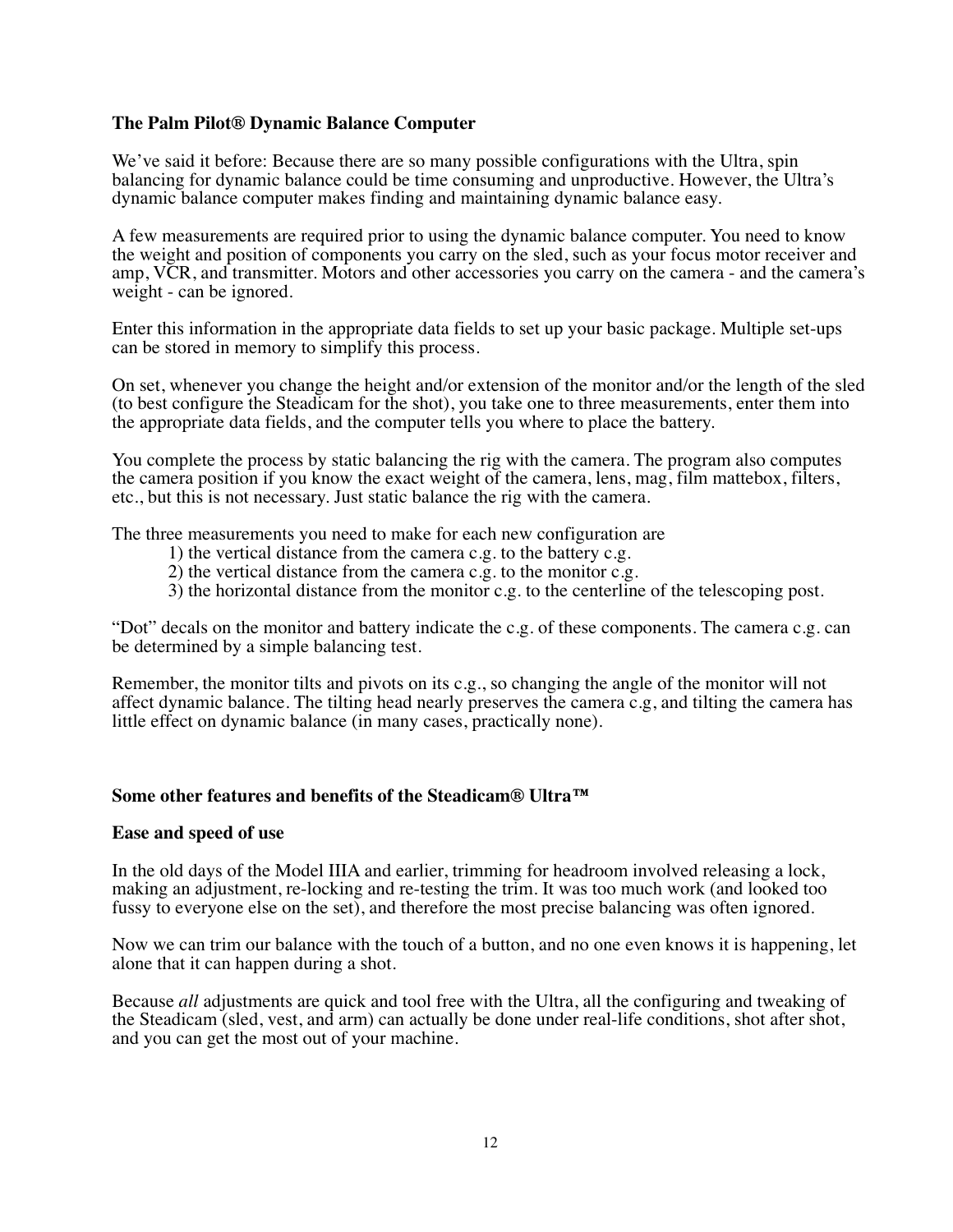## The Palm Pilot® Dynamic Balance Computer

We've said it before: Because there are so many possible configurations with the Ultra, spin balancing for dynamic balance could be time consuming and unproductive. However, the Ultra's dynamic balance computer makes finding and maintaining dynamic balance easy.

A few measurements are required prior to using the dynamic balance computer. You need to know the weight and position of components you carry on the sled, such as your focus motor receiver and amp, VCR, and transmitter. Motors and other accessories you carry on the camera - and the camera's weight - can be ignored.

Enter this information in the appropriate data fields to set up your basic package. Multiple set-ups can be stored in memory to simplify this process.

On set, whenever you change the height and/or extension of the monitor and/or the length of the sled (to best configure the Steadicam for the shot), you take one to three measurements, enter them into the appropriate data fields, and the computer tells you where to place the battery.

You complete the process by static balancing the rig with the camera. The program also computes the camera position if you know the exact weight of the camera, lens, mag, film mattebox, filters, etc., but this is not necessary. Just static balance the rig with the camera.

The three measurements you need to make for each new configuration are

1) the vertical distance from the camera c.g. to the battery c.g.
2) the vertical distance from the camera c.g. to the monitor c.g.
3) the horizontal distance from the monitor c.g. to the centerline of the telescoping post.

"Dot" decals on the monitor and battery indicate the c.g. of these components. The camera c.g. can be determined by a simple balancing test.

Remember, the monitor tilts and pivots on its c.g., so changing the angle of the monitor will not affect dynamic balance. The tilting head nearly preserves the camera c.g, and tilting the camera has little effect on dynamic balance (in many cases, practically none).

## Some other features and benefits of the Steadicam® Ultra™

### Ease and speed of use

In the old days of the Model IIIA and earlier, trimming for headroom involved releasing a lock, making an adjustment, re-locking and re-testing the trim. It was too much work (and looked too fussy to everyone else on the set), and therefore the most precise balancing was often ignored.

Now we can trim our balance with the touch of a button, and no one even knows it is happening, let alone that it can happen during a shot.

Because *all* adjustments are quick and tool free with the Ultra, all the configuring and tweaking of the Steadicam (sled, vest, and arm) can actually be done under real-life conditions, shot after shot, and you can get the most out of your machine.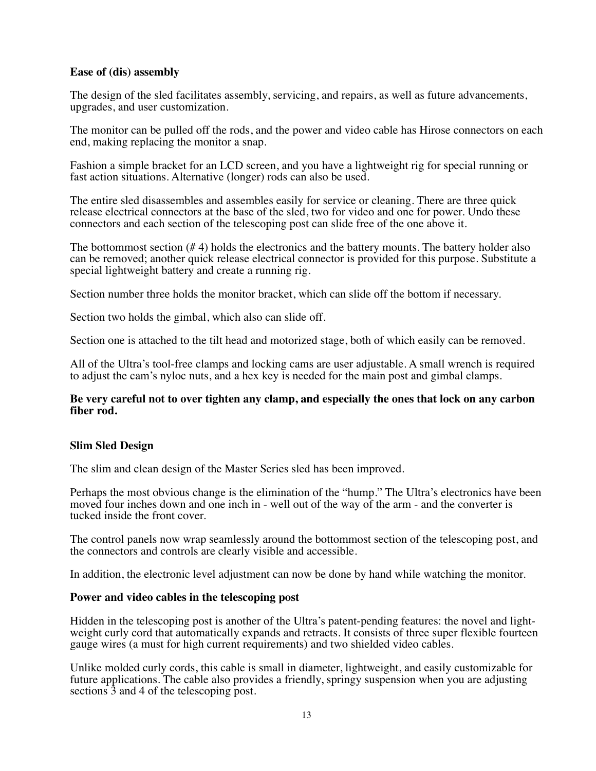**Ease of (dis) assembly**

The design of the sled facilitates assembly, servicing, and repairs, as well as future advancements, upgrades, and user customization.

The monitor can be pulled off the rods, and the power and video cable has Hirose connectors on each end, making replacing the monitor a snap.

Fashion a simple bracket for an LCD screen, and you have a lightweight rig for special running or fast action situations. Alternative (longer) rods can also be used.

The entire sled disassembles and assembles easily for service or cleaning. There are three quick release electrical connectors at the base of the sled, two for video and one for power. Undo these connectors and each section of the telescoping post can slide free of the one above it.

The bottommost section (# 4) holds the electronics and the battery mounts. The battery holder also can be removed; another quick release electrical connector is provided for this purpose. Substitute a special lightweight battery and create a running rig.

Section number three holds the monitor bracket, which can slide off the bottom if necessary.

Section two holds the gimbal, which also can slide off.

Section one is attached to the tilt head and motorized stage, both of which easily can be removed.

All of the Ultra's tool-free clamps and locking cams are user adjustable. A small wrench is required to adjust the cam's nyloc nuts, and a hex key is needed for the main post and gimbal clamps.

**Be very careful not to over tighten any clamp, and especially the ones that lock on any carbon fiber rod.**

**Slim Sled Design**

The slim and clean design of the Master Series sled has been improved.

Perhaps the most obvious change is the elimination of the "hump." The Ultra's electronics have been moved four inches down and one inch in - well out of the way of the arm - and the converter is tucked inside the front cover.

The control panels now wrap seamlessly around the bottommost section of the telescoping post, and the connectors and controls are clearly visible and accessible.

In addition, the electronic level adjustment can now be done by hand while watching the monitor.

**Power and video cables in the telescoping post**

Hidden in the telescoping post is another of the Ultra's patent-pending features: the novel and light-weight curly cord that automatically expands and retracts. It consists of three super flexible fourteen gauge wires (a must for high current requirements) and two shielded video cables.

Unlike molded curly cords, this cable is small in diameter, lightweight, and easily customizable for future applications. The cable also provides a friendly, springy suspension when you are adjusting sections 3 and 4 of the telescoping post.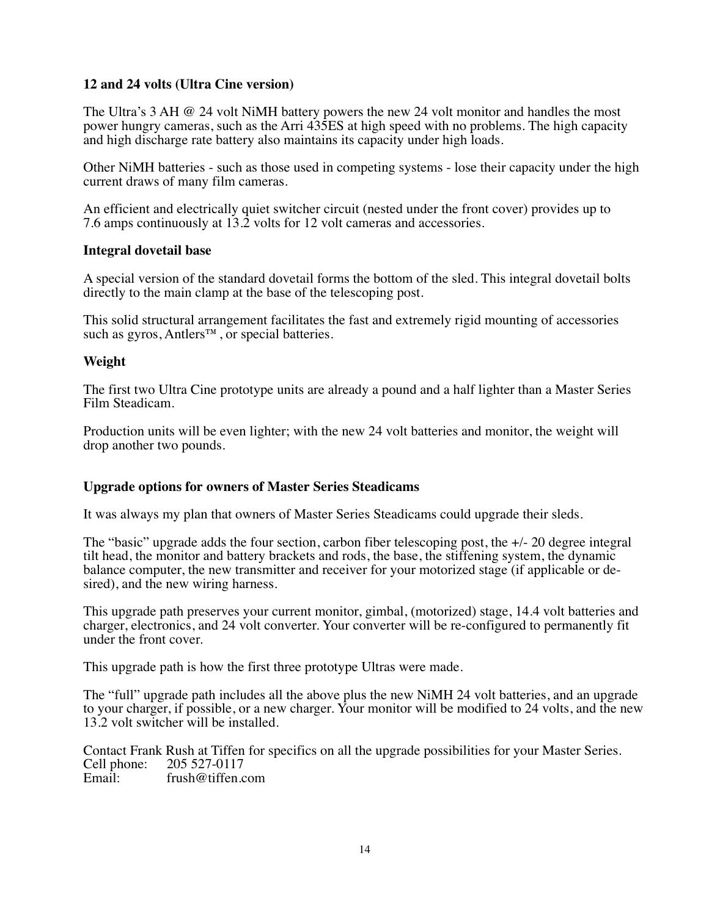### 12 and 24 volts (Ultra Cine version)

The Ultra's 3 AH @ 24 volt NiMH battery powers the new 24 volt monitor and handles the most power hungry cameras, such as the Arri 435ES at high speed with no problems. The high capacity and high discharge rate battery also maintains its capacity under high loads.

Other NiMH batteries - such as those used in competing systems - lose their capacity under the high current draws of many film cameras.

An efficient and electrically quiet switcher circuit (nested under the front cover) provides up to 7.6 amps continuously at 13.2 volts for 12 volt cameras and accessories.

### Integral dovetail base

A special version of the standard dovetail forms the bottom of the sled. This integral dovetail bolts directly to the main clamp at the base of the telescoping post.

This solid structural arrangement facilitates the fast and extremely rigid mounting of accessories such as gyros, Antlers™, or special batteries.

### Weight

The first two Ultra Cine prototype units are already a pound and a half lighter than a Master Series Film Steadicam.

Production units will be even lighter; with the new 24 volt batteries and monitor, the weight will drop another two pounds.

### Upgrade options for owners of Master Series Steadicams

It was always my plan that owners of Master Series Steadicams could upgrade their sleds.

The "basic" upgrade adds the four section, carbon fiber telescoping post, the +/- 20 degree integral tilt head, the monitor and battery brackets and rods, the base, the stiffening system, the dynamic balance computer, the new transmitter and receiver for your motorized stage (if applicable or desired), and the new wiring harness.

This upgrade path preserves your current monitor, gimbal, (motorized) stage, 14.4 volt batteries and charger, electronics, and 24 volt converter. Your converter will be re-configured to permanently fit under the front cover.

This upgrade path is how the first three prototype Ultras were made.

The "full" upgrade path includes all the above plus the new NiMH 24 volt batteries, and an upgrade to your charger, if possible, or a new charger. Your monitor will be modified to 24 volts, and the new 13.2 volt switcher will be installed.

Contact Frank Rush at Tiffen for specifics on all the upgrade possibilities for your Master Series.
Cell phone: 205 527-0117
Email: frush@tiffen.com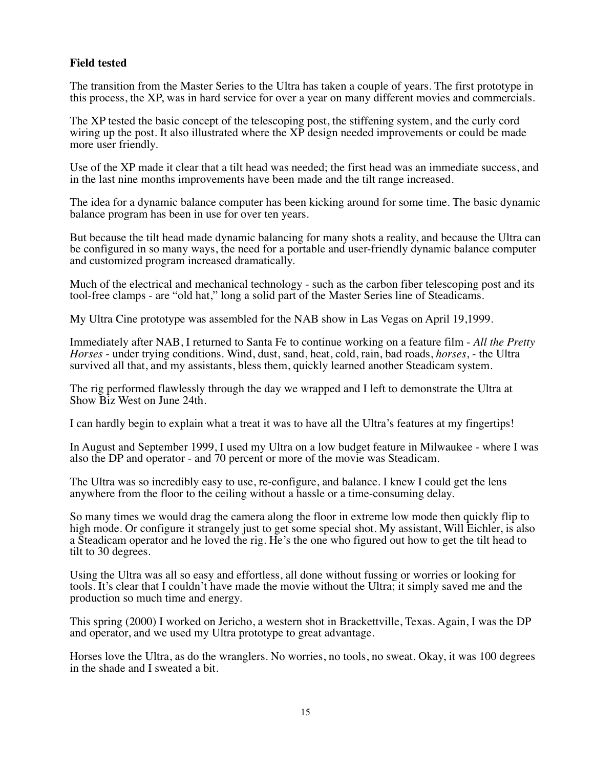**Field tested**

The transition from the Master Series to the Ultra has taken a couple of years. The first prototype in this process, the XP, was in hard service for over a year on many different movies and commercials.

The XP tested the basic concept of the telescoping post, the stiffening system, and the curly cord wiring up the post. It also illustrated where the XP design needed improvements or could be made more user friendly.

Use of the XP made it clear that a tilt head was needed; the first head was an immediate success, and in the last nine months improvements have been made and the tilt range increased.

The idea for a dynamic balance computer has been kicking around for some time. The basic dynamic balance program has been in use for over ten years.

But because the tilt head made dynamic balancing for many shots a reality, and because the Ultra can be configured in so many ways, the need for a portable and user-friendly dynamic balance computer and customized program increased dramatically.

Much of the electrical and mechanical technology - such as the carbon fiber telescoping post and its tool-free clamps - are "old hat," long a solid part of the Master Series line of Steadicams.

My Ultra Cine prototype was assembled for the NAB show in Las Vegas on April 19,1999.

Immediately after NAB, I returned to Santa Fe to continue working on a feature film - *All the Pretty Horses* - under trying conditions. Wind, dust, sand, heat, cold, rain, bad roads, *horses*, - the Ultra survived all that, and my assistants, bless them, quickly learned another Steadicam system.

The rig performed flawlessly through the day we wrapped and I left to demonstrate the Ultra at Show Biz West on June 24th.

I can hardly begin to explain what a treat it was to have all the Ultra's features at my fingertips!

In August and September 1999, I used my Ultra on a low budget feature in Milwaukee - where I was also the DP and operator - and 70 percent or more of the movie was Steadicam.

The Ultra was so incredibly easy to use, re-configure, and balance. I knew I could get the lens anywhere from the floor to the ceiling without a hassle or a time-consuming delay.

So many times we would drag the camera along the floor in extreme low mode then quickly flip to high mode. Or configure it strangely just to get some special shot. My assistant, Will Eichler, is also a Steadicam operator and he loved the rig. He's the one who figured out how to get the tilt head to tilt to 30 degrees.

Using the Ultra was all so easy and effortless, all done without fussing or worries or looking for tools. It's clear that I couldn't have made the movie without the Ultra; it simply saved me and the production so much time and energy.

This spring (2000) I worked on Jericho, a western shot in Brackettville, Texas. Again, I was the DP and operator, and we used my Ultra prototype to great advantage.

Horses love the Ultra, as do the wranglers. No worries, no tools, no sweat. Okay, it was 100 degrees in the shade and I sweated a bit.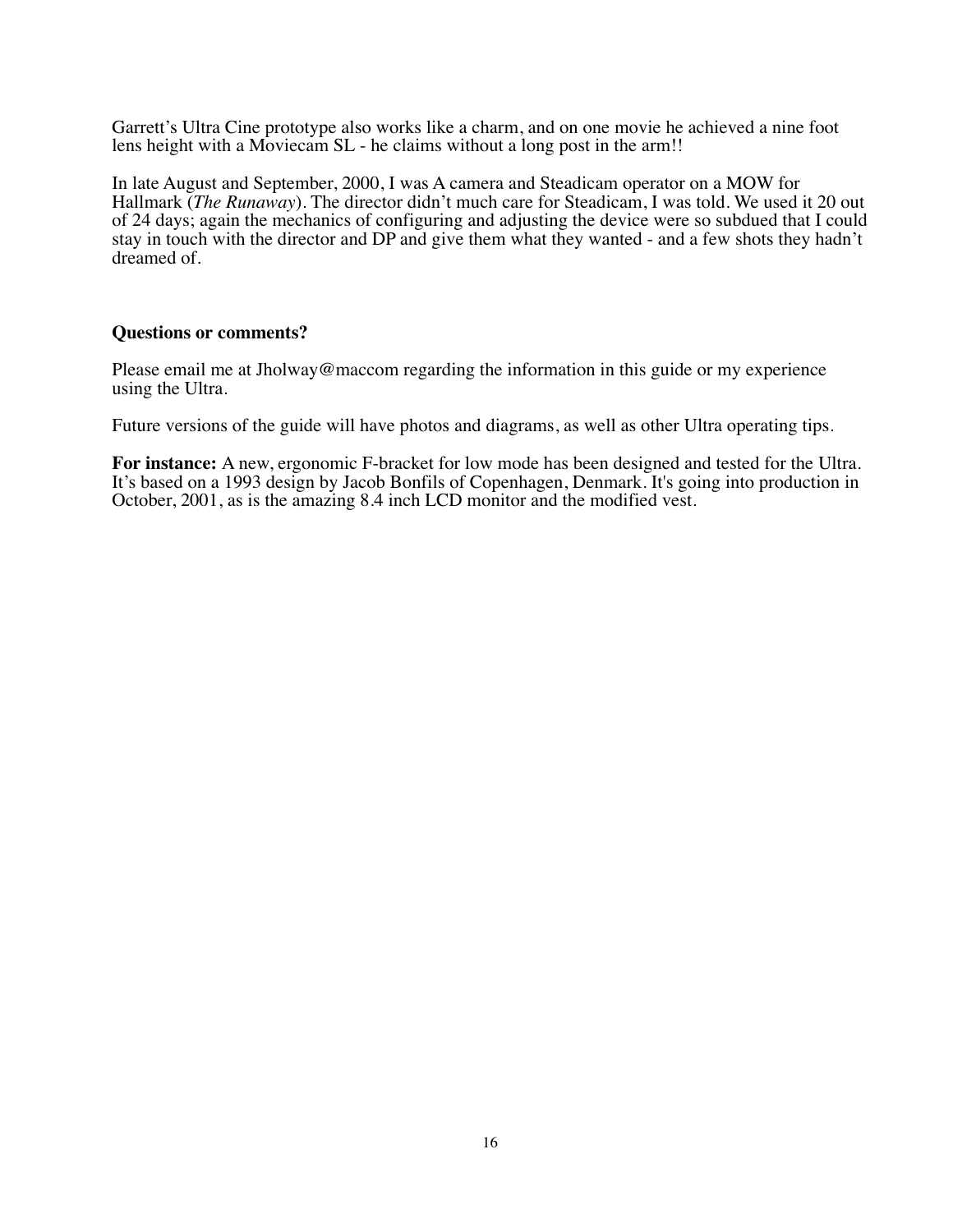Garrett's Ultra Cine prototype also works like a charm, and on one movie he achieved a nine foot lens height with a Moviecam SL - he claims without a long post in the arm!!

In late August and September, 2000, I was A camera and Steadicam operator on a MOW for Hallmark (*The Runaway*). The director didn't much care for Steadicam, I was told. We used it 20 out of 24 days; again the mechanics of configuring and adjusting the device were so subdued that I could stay in touch with the director and DP and give them what they wanted - and a few shots they hadn't dreamed of.

### Questions or comments?

Please email me at Jholway@maccom regarding the information in this guide or my experience using the Ultra.

Future versions of the guide will have photos and diagrams, as well as other Ultra operating tips.

**For instance:** A new, ergonomic F-bracket for low mode has been designed and tested for the Ultra. It's based on a 1993 design by Jacob Bonfils of Copenhagen, Denmark. It's going into production in October, 2001, as is the amazing 8.4 inch LCD monitor and the modified vest.